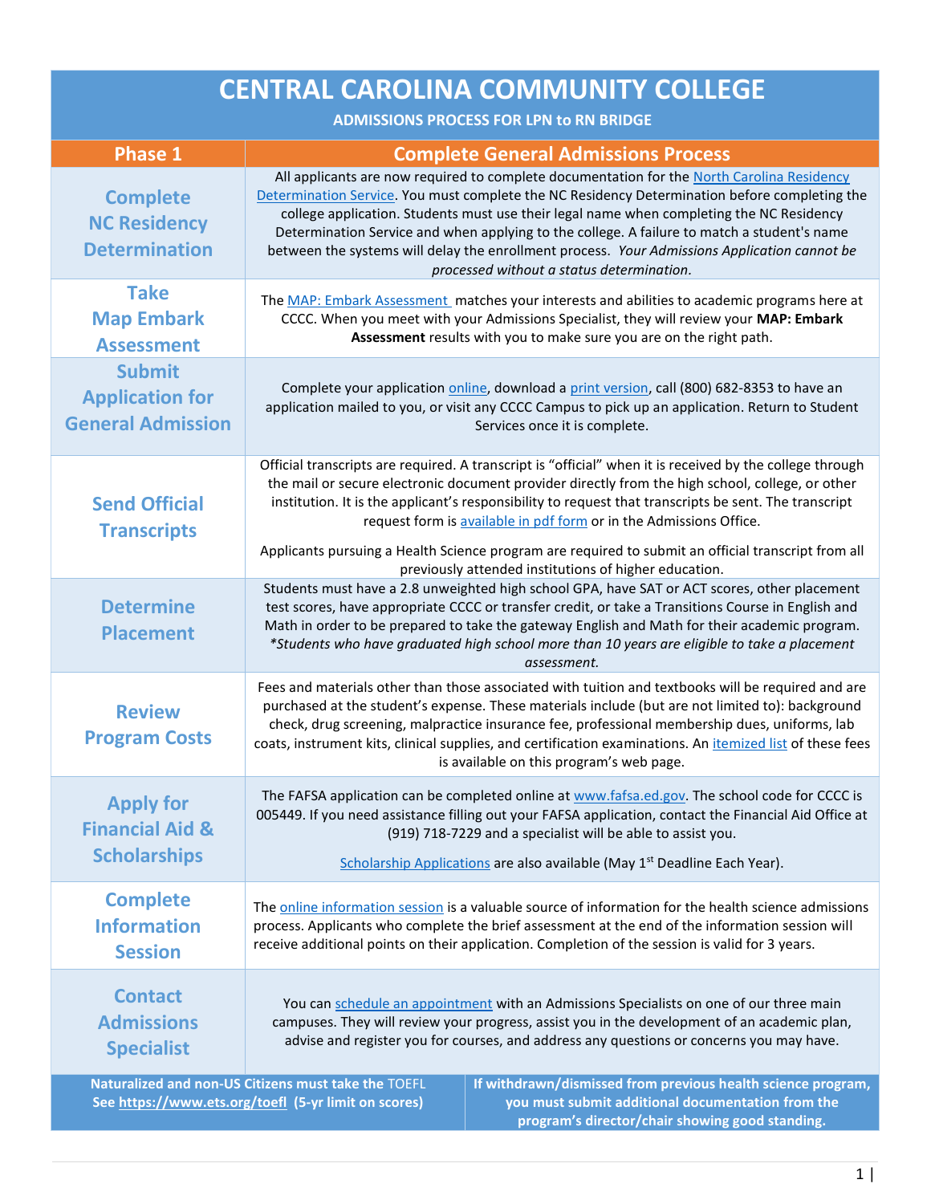# CENTRAL CAROLINA COMMUNITY COLLEGE

## ADMISSIONS PROCESS FOR LPN to RN BRIDGE

| Phase 1 | Complete General Admissions Process |
|---|---|
| **Complete NC Residency Determination** | All applicants are now required to complete documentation for the North Carolina Residency Determination Service. You must complete the NC Residency Determination before completing the college application. Students must use their legal name when completing the NC Residency Determination Service and when applying to the college. A failure to match a student's name between the systems will delay the enrollment process. *Your Admissions Application cannot be processed without a status determination.* |
| **Take Map Embark Assessment** | The MAP: Embark Assessment matches your interests and abilities to academic programs here at CCCC. When you meet with your Admissions Specialist, they will review your **MAP: Embark Assessment** results with you to make sure you are on the right path. |
| **Submit Application for General Admission** | Complete your application online, download a print version, call (800) 682-8353 to have an application mailed to you, or visit any CCCC Campus to pick up an application. Return to Student Services once it is complete. |
| **Send Official Transcripts** | Official transcripts are required. A transcript is "official" when it is received by the college through the mail or secure electronic document provider directly from the high school, college, or other institution. It is the applicant's responsibility to request that transcripts be sent. The transcript request form is available in pdf form or in the Admissions Office. <br><br> Applicants pursuing a Health Science program are required to submit an official transcript from all previously attended institutions of higher education. |
| **Determine Placement** | Students must have a 2.8 unweighted high school GPA, have SAT or ACT scores, other placement test scores, have appropriate CCCC or transfer credit, or take a Transitions Course in English and Math in order to be prepared to take the gateway English and Math for their academic program. *\*Students who have graduated high school more than 10 years are eligible to take a placement assessment.* |
| **Review Program Costs** | Fees and materials other than those associated with tuition and textbooks will be required and are purchased at the student's expense. These materials include (but are not limited to): background check, drug screening, malpractice insurance fee, professional membership dues, uniforms, lab coats, instrument kits, clinical supplies, and certification examinations. An itemized list of these fees is available on this program's web page. |
| **Apply for Financial Aid & Scholarships** | The FAFSA application can be completed online at www.fafsa.ed.gov. The school code for CCCC is 005449. If you need assistance filling out your FAFSA application, contact the Financial Aid Office at (919) 718-7229 and a specialist will be able to assist you. <br><br> Scholarship Applications are also available (May 1st Deadline Each Year). |
| **Complete Information Session** | The online information session is a valuable source of information for the health science admissions process. Applicants who complete the brief assessment at the end of the information session will receive additional points on their application. Completion of the session is valid for 3 years. |
| **Contact Admissions Specialist** | You can schedule an appointment with an Admissions Specialists on one of our three main campuses. They will review your progress, assist you in the development of an academic plan, advise and register you for courses, and address any questions or concerns you may have. |
| **Naturalized and non-US Citizens must take the TOEFL See https://www.ets.org/toefl (5-yr limit on scores)** | **If withdrawn/dismissed from previous health science program, you must submit additional documentation from the program's director/chair showing good standing.** |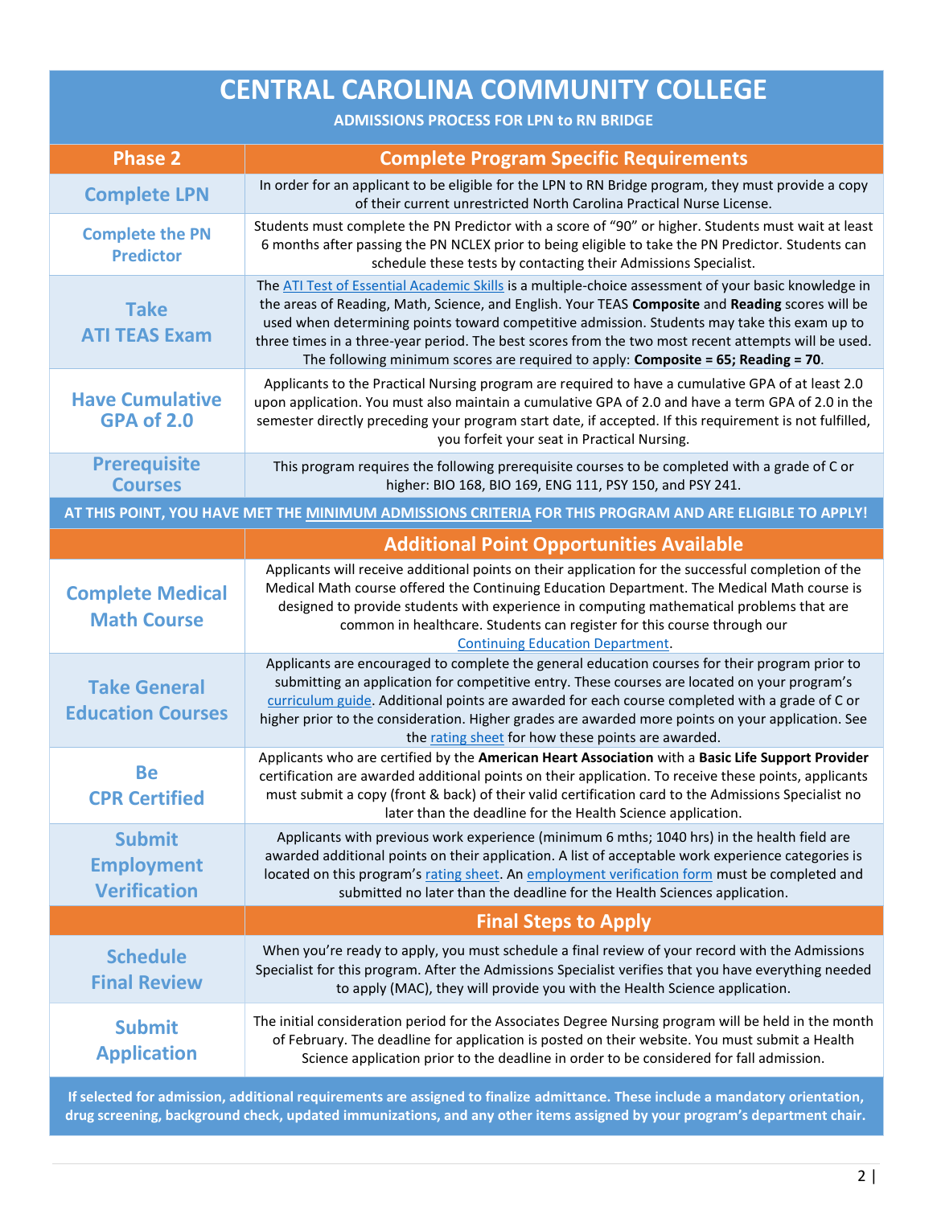# CENTRAL CAROLINA COMMUNITY COLLEGE

**ADMISSIONS PROCESS FOR LPN to RN BRIDGE**

| Phase 2 | Complete Program Specific Requirements |
|---|---|
| **Complete LPN** | In order for an applicant to be eligible for the LPN to RN Bridge program, they must provide a copy of their current unrestricted North Carolina Practical Nurse License. |
| **Complete the PN Predictor** | Students must complete the PN Predictor with a score of "90" or higher. Students must wait at least 6 months after passing the PN NCLEX prior to being eligible to take the PN Predictor. Students can schedule these tests by contacting their Admissions Specialist. |
| **Take ATI TEAS Exam** | The ATI Test of Essential Academic Skills is a multiple-choice assessment of your basic knowledge in the areas of Reading, Math, Science, and English. Your TEAS **Composite** and **Reading** scores will be used when determining points toward competitive admission. Students may take this exam up to three times in a three-year period. The best scores from the two most recent attempts will be used. The following minimum scores are required to apply: **Composite = 65; Reading = 70**. |
| **Have Cumulative GPA of 2.0** | Applicants to the Practical Nursing program are required to have a cumulative GPA of at least 2.0 upon application. You must also maintain a cumulative GPA of 2.0 and have a term GPA of 2.0 in the semester directly preceding your program start date, if accepted. If this requirement is not fulfilled, you forfeit your seat in Practical Nursing. |
| **Prerequisite Courses** | This program requires the following prerequisite courses to be completed with a grade of C or higher: BIO 168, BIO 169, ENG 111, PSY 150, and PSY 241. |

**AT THIS POINT, YOU HAVE MET THE MINIMUM ADMISSIONS CRITERIA FOR THIS PROGRAM AND ARE ELIGIBLE TO APPLY!**

| | Additional Point Opportunities Available |
|---|---|
| **Complete Medical Math Course** | Applicants will receive additional points on their application for the successful completion of the Medical Math course offered the Continuing Education Department. The Medical Math course is designed to provide students with experience in computing mathematical problems that are common in healthcare. Students can register for this course through our Continuing Education Department. |
| **Take General Education Courses** | Applicants are encouraged to complete the general education courses for their program prior to submitting an application for competitive entry. These courses are located on your program's curriculum guide. Additional points are awarded for each course completed with a grade of C or higher prior to the consideration. Higher grades are awarded more points on your application. See the rating sheet for how these points are awarded. |
| **Be CPR Certified** | Applicants who are certified by the **American Heart Association** with a **Basic Life Support Provider** certification are awarded additional points on their application. To receive these points, applicants must submit a copy (front & back) of their valid certification card to the Admissions Specialist no later than the deadline for the Health Science application. |
| **Submit Employment Verification** | Applicants with previous work experience (minimum 6 mths; 1040 hrs) in the health field are awarded additional points on their application. A list of acceptable work experience categories is located on this program's rating sheet. An employment verification form must be completed and submitted no later than the deadline for the Health Sciences application. |

| | Final Steps to Apply |
|---|---|
| **Schedule Final Review** | When you're ready to apply, you must schedule a final review of your record with the Admissions Specialist for this program. After the Admissions Specialist verifies that you have everything needed to apply (MAC), they will provide you with the Health Science application. |
| **Submit Application** | The initial consideration period for the Associates Degree Nursing program will be held in the month of February. The deadline for application is posted on their website. You must submit a Health Science application prior to the deadline in order to be considered for fall admission. |

**If selected for admission, additional requirements are assigned to finalize admittance. These include a mandatory orientation, drug screening, background check, updated immunizations, and any other items assigned by your program's department chair.**